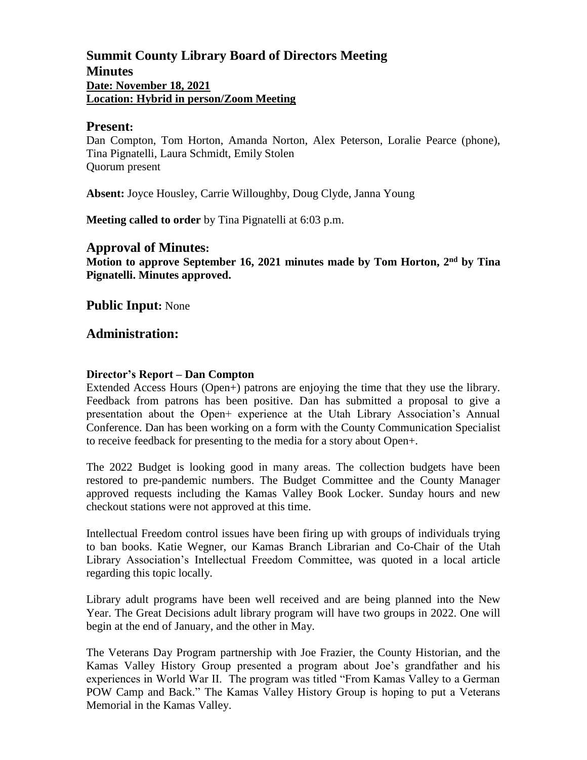# Summit County Library Board of Directors Meeting

## Minutes

**Date: November 18, 2021**
**Location: Hybrid in person/Zoom Meeting**

## Present:

Dan Compton, Tom Horton, Amanda Norton, Alex Peterson, Loralie Pearce (phone), Tina Pignatelli, Laura Schmidt, Emily Stolen
Quorum present

**Absent:** Joyce Housley, Carrie Willoughby, Doug Clyde, Janna Young

**Meeting called to order** by Tina Pignatelli at 6:03 p.m.

## Approval of Minutes:

**Motion to approve September 16, 2021 minutes made by Tom Horton, 2nd by Tina Pignatelli. Minutes approved.**

## Public Input: None

## Administration:

### Director's Report – Dan Compton

Extended Access Hours (Open+) patrons are enjoying the time that they use the library. Feedback from patrons has been positive. Dan has submitted a proposal to give a presentation about the Open+ experience at the Utah Library Association's Annual Conference. Dan has been working on a form with the County Communication Specialist to receive feedback for presenting to the media for a story about Open+.

The 2022 Budget is looking good in many areas. The collection budgets have been restored to pre-pandemic numbers. The Budget Committee and the County Manager approved requests including the Kamas Valley Book Locker. Sunday hours and new checkout stations were not approved at this time.

Intellectual Freedom control issues have been firing up with groups of individuals trying to ban books. Katie Wegner, our Kamas Branch Librarian and Co-Chair of the Utah Library Association's Intellectual Freedom Committee, was quoted in a local article regarding this topic locally.

Library adult programs have been well received and are being planned into the New Year. The Great Decisions adult library program will have two groups in 2022. One will begin at the end of January, and the other in May.

The Veterans Day Program partnership with Joe Frazier, the County Historian, and the Kamas Valley History Group presented a program about Joe's grandfather and his experiences in World War II. The program was titled "From Kamas Valley to a German POW Camp and Back." The Kamas Valley History Group is hoping to put a Veterans Memorial in the Kamas Valley.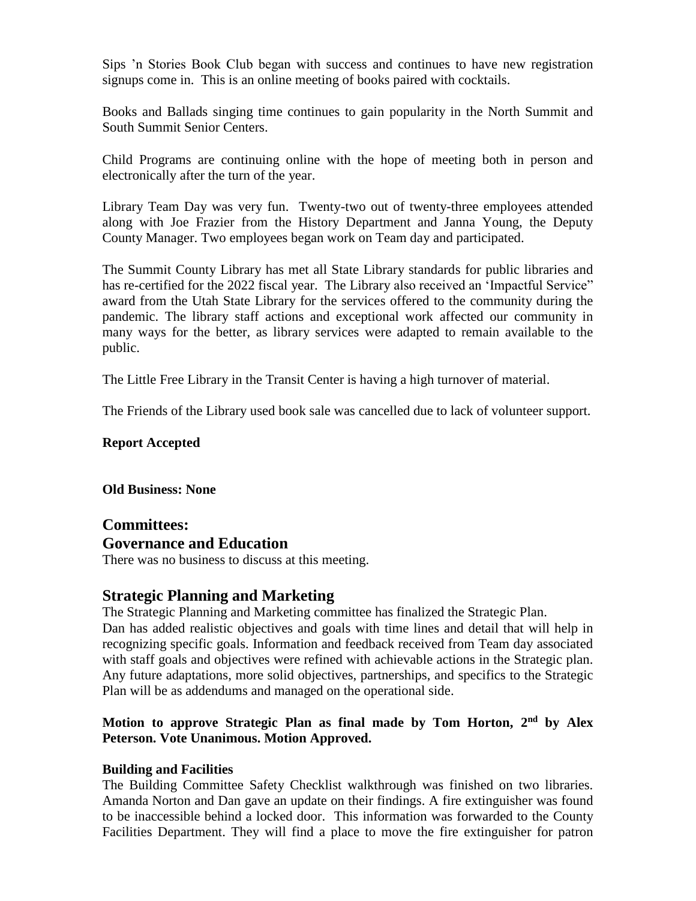Sips 'n Stories Book Club began with success and continues to have new registration signups come in. This is an online meeting of books paired with cocktails.

Books and Ballads singing time continues to gain popularity in the North Summit and South Summit Senior Centers.

Child Programs are continuing online with the hope of meeting both in person and electronically after the turn of the year.

Library Team Day was very fun. Twenty-two out of twenty-three employees attended along with Joe Frazier from the History Department and Janna Young, the Deputy County Manager. Two employees began work on Team day and participated.

The Summit County Library has met all State Library standards for public libraries and has re-certified for the 2022 fiscal year. The Library also received an 'Impactful Service" award from the Utah State Library for the services offered to the community during the pandemic. The library staff actions and exceptional work affected our community in many ways for the better, as library services were adapted to remain available to the public.

The Little Free Library in the Transit Center is having a high turnover of material.

The Friends of the Library used book sale was cancelled due to lack of volunteer support.

**Report Accepted**

**Old Business: None**

## Committees:

## Governance and Education

There was no business to discuss at this meeting.

## Strategic Planning and Marketing

The Strategic Planning and Marketing committee has finalized the Strategic Plan.
Dan has added realistic objectives and goals with time lines and detail that will help in recognizing specific goals. Information and feedback received from Team day associated with staff goals and objectives were refined with achievable actions in the Strategic plan. Any future adaptations, more solid objectives, partnerships, and specifics to the Strategic Plan will be as addendums and managed on the operational side.

**Motion to approve Strategic Plan as final made by Tom Horton, 2nd by Alex Peterson. Vote Unanimous. Motion Approved.**

**Building and Facilities**

The Building Committee Safety Checklist walkthrough was finished on two libraries. Amanda Norton and Dan gave an update on their findings. A fire extinguisher was found to be inaccessible behind a locked door. This information was forwarded to the County Facilities Department. They will find a place to move the fire extinguisher for patron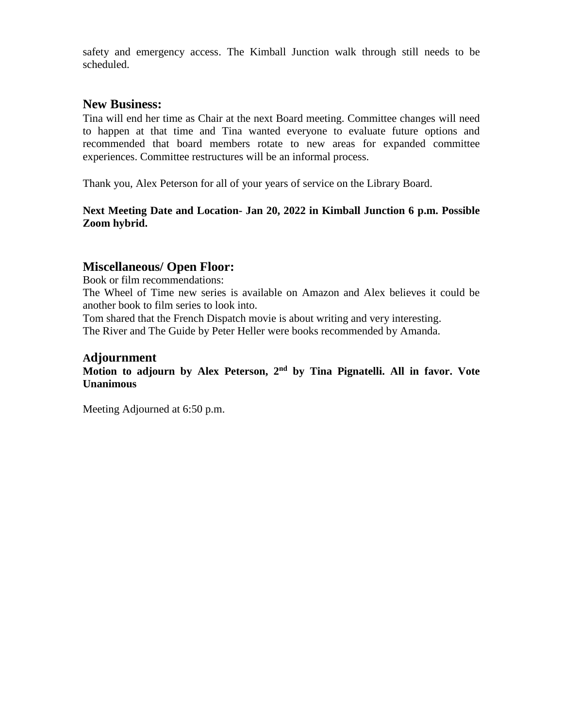safety and emergency access. The Kimball Junction walk through still needs to be scheduled.

## New Business:

Tina will end her time as Chair at the next Board meeting. Committee changes will need to happen at that time and Tina wanted everyone to evaluate future options and recommended that board members rotate to new areas for expanded committee experiences. Committee restructures will be an informal process.

Thank you, Alex Peterson for all of your years of service on the Library Board.

**Next Meeting Date and Location- Jan 20, 2022 in Kimball Junction 6 p.m. Possible Zoom hybrid.**

## Miscellaneous/ Open Floor:

Book or film recommendations:
The Wheel of Time new series is available on Amazon and Alex believes it could be another book to film series to look into.
Tom shared that the French Dispatch movie is about writing and very interesting.
The River and The Guide by Peter Heller were books recommended by Amanda.

## Adjournment

**Motion to adjourn by Alex Peterson, 2nd by Tina Pignatelli. All in favor. Vote Unanimous**

Meeting Adjourned at 6:50 p.m.